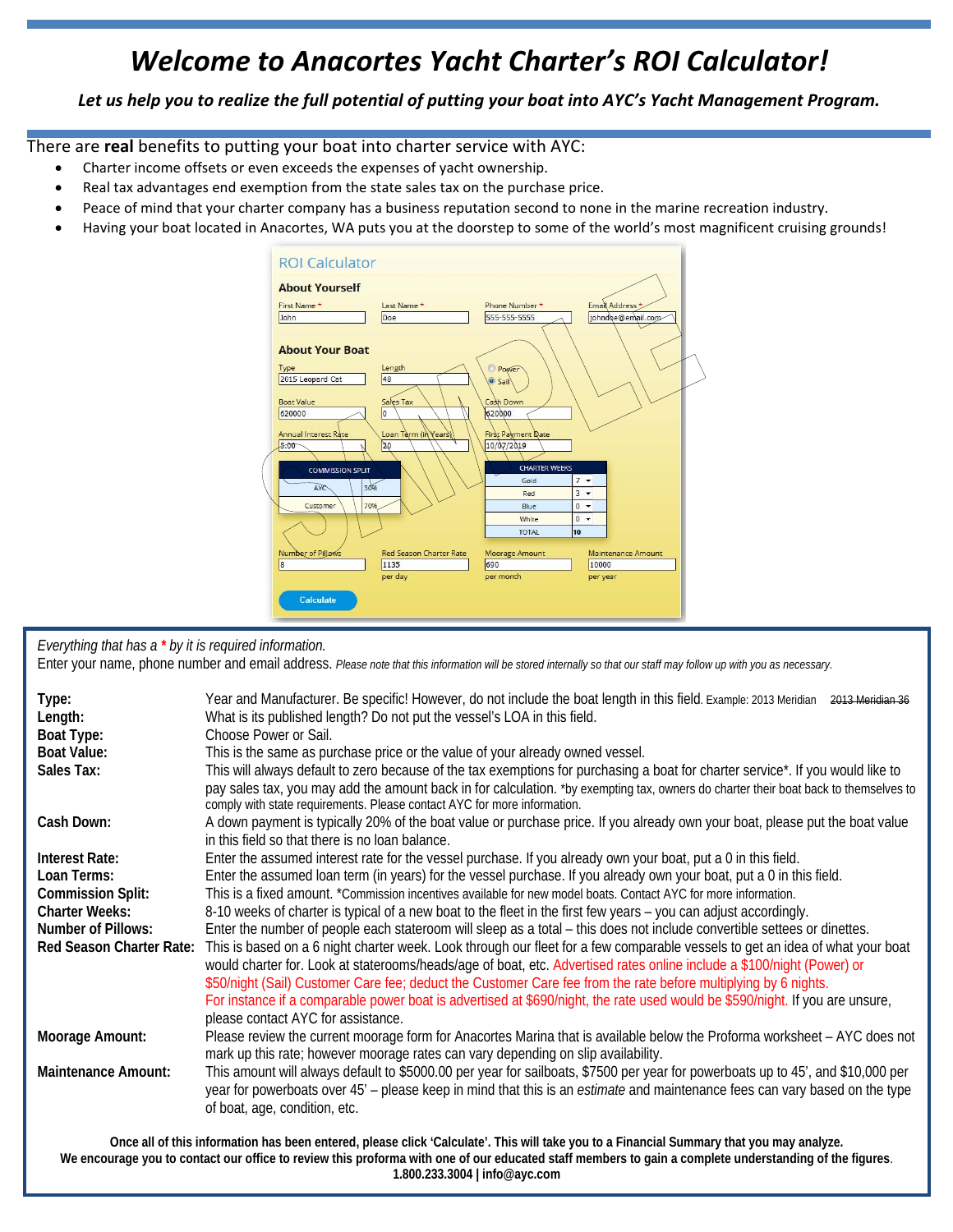# *Welcome to Anacortes Yacht Charter's ROI Calculator!*

***Let us help you to realize the full potential of putting your boat into AYC's Yacht Management Program.***

There are **real** benefits to putting your boat into charter service with AYC:

- Charter income offsets or even exceeds the expenses of yacht ownership.
- Real tax advantages end exemption from the state sales tax on the purchase price.
- Peace of mind that your charter company has a business reputation second to none in the marine recreation industry.
- Having your boat located in Anacortes, WA puts you at the doorstep to some of the world's most magnificent cruising grounds!

ROI Calculator

**About Yourself**

| First Name * | Last Name * | Phone Number * | Email Address * |
|---|---|---|---|
| John | Doe | 555-555-5555 | johndoe@email.com |

**About Your Boat**

| Type | Length | | |
|---|---|---|---|
| 2015 Leopard Cat | 48 | Power / Sail (Sail selected) | |

| Boat Value | Sales Tax | Cash Down |
|---|---|---|
| 620000 | 0 | 620000 |

| Annual Interest Rate | Loan Term (in Years) | First Payment Date |
|---|---|---|
| 5.00 | 20 | 10/07/2019 |

| COMMISSION SPLIT | |
|---|---|
| AYC | 30% |
| Customer | 70% |

| CHARTER WEEKS | |
|---|---|
| Gold | 7 |
| Red | 3 |
| Blue | 0 |
| White | 0 |
| TOTAL | 10 |

| Number of Pillows | Red Season Charter Rate | Moorage Amount | Maintenance Amount |
|---|---|---|---|
| 8 | 1135 per day | 690 per month | 10000 per year |

Calculate

SAMPLE

---

*Everything that has a * by it is required information.*

Enter your name, phone number and email address. Please note that this information will be stored internally so that our staff may follow up with you as necessary.

**Type:** Year and Manufacturer. Be specific! However, do not include the boat length in this field. Example: 2013 Meridian ~~2013 Meridian 36~~

**Length:** What is its published length? Do not put the vessel's LOA in this field.

**Boat Type:** Choose Power or Sail.

**Boat Value:** This is the same as purchase price or the value of your already owned vessel.

**Sales Tax:** This will always default to zero because of the tax exemptions for purchasing a boat for charter service*. If you would like to pay sales tax, you may add the amount back in for calculation. *by exempting tax, owners do charter their boat back to themselves to comply with state requirements. Please contact AYC for more information.

**Cash Down:** A down payment is typically 20% of the boat value or purchase price. If you already own your boat, please put the boat value in this field so that there is no loan balance.

**Interest Rate:** Enter the assumed interest rate for the vessel purchase. If you already own your boat, put a 0 in this field.

**Loan Terms:** Enter the assumed loan term (in years) for the vessel purchase. If you already own your boat, put a 0 in this field.

**Commission Split:** This is a fixed amount. *Commission incentives available for new model boats. Contact AYC for more information.

**Charter Weeks:** 8-10 weeks of charter is typical of a new boat to the fleet in the first few years – you can adjust accordingly.

**Number of Pillows:** Enter the number of people each stateroom will sleep as a total – this does not include convertible settees or dinettes.

**Red Season Charter Rate:** This is based on a 6 night charter week. Look through our fleet for a few comparable vessels to get an idea of what your boat would charter for. Look at staterooms/heads/age of boat, etc. Advertised rates online include a $100/night (Power) or $50/night (Sail) Customer Care fee; deduct the Customer Care fee from the rate before multiplying by 6 nights. For instance if a comparable power boat is advertised at $690/night, the rate used would be $590/night. If you are unsure, please contact AYC for assistance.

**Moorage Amount:** Please review the current moorage form for Anacortes Marina that is available below the Proforma worksheet – AYC does not mark up this rate; however moorage rates can vary depending on slip availability.

**Maintenance Amount:** This amount will always default to $5000.00 per year for sailboats, $7500 per year for powerboats up to 45', and $10,000 per year for powerboats over 45' – please keep in mind that this is an *estimate* and maintenance fees can vary based on the type of boat, age, condition, etc.

**Once all of this information has been entered, please click 'Calculate'. This will take you to a Financial Summary that you may analyze.**
**We encourage you to contact our office to review this proforma with one of our educated staff members to gain a complete understanding of the figures.**
**1.800.233.3004 | info@ayc.com**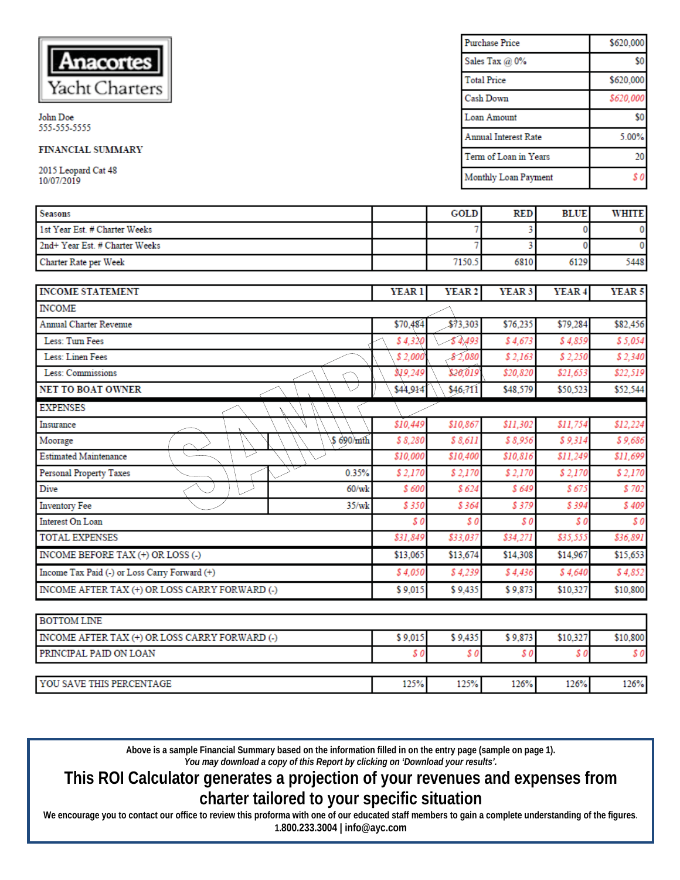**Anacortes Yacht Charters**

John Doe
555-555-5555

**FINANCIAL SUMMARY**

2015 Leopard Cat 48
10/07/2019

| | |
|---|---|
| Purchase Price | $620,000 |
| Sales Tax @ 0% | $0 |
| Total Price | $620,000 |
| Cash Down | $620,000 |
| Loan Amount | $0 |
| Annual Interest Rate | 5.00% |
| Term of Loan in Years | 20 |
| Monthly Loan Payment | $ 0 |

| Seasons | | GOLD | RED | BLUE | WHITE |
|---|---|---|---|---|---|
| 1st Year Est. # Charter Weeks | | 7 | 3 | 0 | 0 |
| 2nd+ Year Est. # Charter Weeks | | 7 | 3 | 0 | 0 |
| Charter Rate per Week | | 7150.5 | 6810 | 6129 | 5448 |

| INCOME STATEMENT | | YEAR 1 | YEAR 2 | YEAR 3 | YEAR 4 | YEAR 5 |
|---|---|---|---|---|---|---|
| INCOME | | | | | | |
| Annual Charter Revenue | | $70,484 | $73,303 | $76,235 | $79,284 | $82,456 |
| Less: Turn Fees | | $ 4,320 | $ 4,493 | $ 4,673 | $ 4,859 | $ 5,054 |
| Less: Linen Fees | | $ 2,000 | $ 2,080 | $ 2,163 | $ 2,250 | $ 2,340 |
| Less: Commissions | | $19,249 | $20,019 | $20,820 | $21,653 | $22,519 |
| **NET TO BOAT OWNER** | | $44,914 | $46,711 | $48,579 | $50,523 | $52,544 |
| EXPENSES | | | | | | |
| Insurance | | $10,449 | $10,867 | $11,302 | $11,754 | $12,224 |
| Moorage | $ 690/mth | $ 8,280 | $ 8,611 | $ 8,956 | $ 9,314 | $ 9,686 |
| Estimated Maintenance | | $10,000 | $10,400 | $10,816 | $11,249 | $11,699 |
| Personal Property Taxes | 0.35% | $ 2,170 | $ 2,170 | $ 2,170 | $ 2,170 | $ 2,170 |
| Dive | 60/wk | $ 600 | $ 624 | $ 649 | $ 675 | $ 702 |
| Inventory Fee | 35/wk | $ 350 | $ 364 | $ 379 | $ 394 | $ 409 |
| Interest On Loan | | $ 0 | $ 0 | $ 0 | $ 0 | $ 0 |
| TOTAL EXPENSES | | $31,849 | $33,037 | $34,271 | $35,555 | $36,891 |
| INCOME BEFORE TAX (+) OR LOSS (-) | | $13,065 | $13,674 | $14,308 | $14,967 | $15,653 |
| Income Tax Paid (-) or Loss Carry Forward (+) | | $ 4,050 | $ 4,239 | $ 4,436 | $ 4,640 | $ 4,852 |
| INCOME AFTER TAX (+) OR LOSS CARRY FORWARD (-) | | $ 9,015 | $ 9,435 | $ 9,873 | $10,327 | $10,800 |

| BOTTOM LINE | | | | | |
|---|---|---|---|---|---|
| INCOME AFTER TAX (+) OR LOSS CARRY FORWARD (-) | $ 9,015 | $ 9,435 | $ 9,873 | $10,327 | $10,800 |
| PRINCIPAL PAID ON LOAN | $ 0 | $ 0 | $ 0 | $ 0 | $ 0 |
| | | | | | |
| YOU SAVE THIS PERCENTAGE | 125% | 125% | 126% | 126% | 126% |

SAMPLE

**Above is a sample Financial Summary based on the information filled in on the entry page (sample on page 1).**
***You may download a copy of this Report by clicking on 'Download your results'.***

## This ROI Calculator generates a projection of your revenues and expenses from charter tailored to your specific situation

**We encourage you to contact our office to review this proforma with one of our educated staff members to gain a complete understanding of the figures.**
**1.800.233.3004 | info@ayc.com**